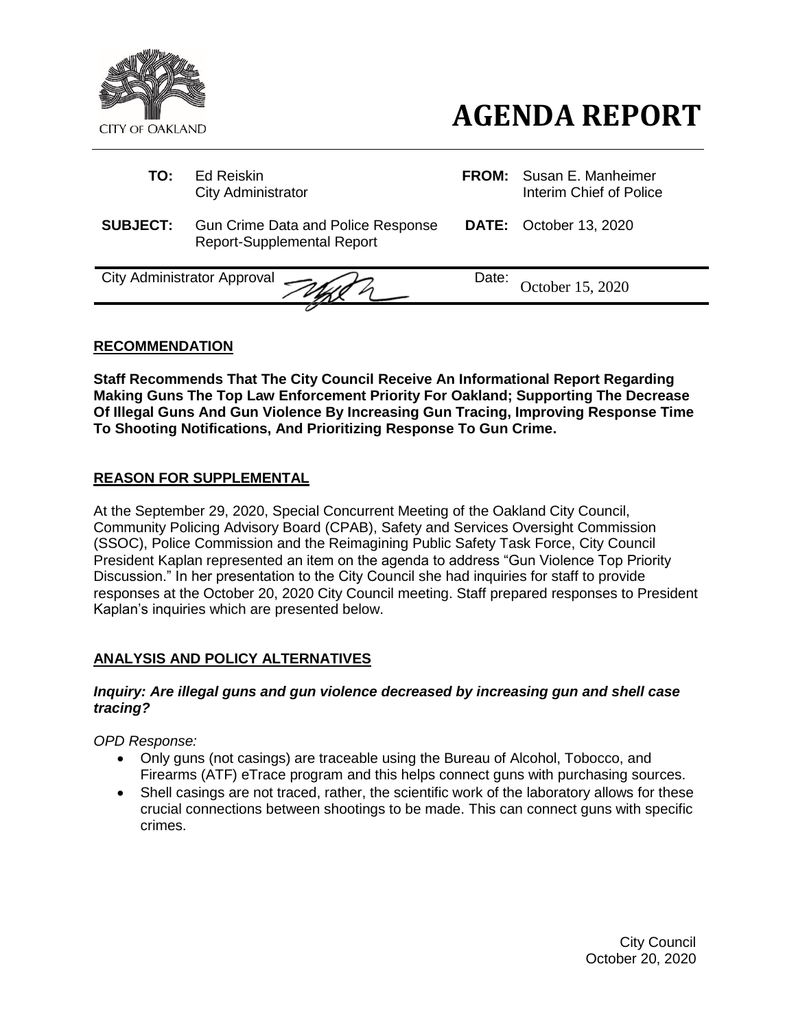CITY OF OAKLAND

# AGENDA REPORT

| | | | |
|---|---|---|---|
| **TO:** | Ed Reiskin<br>City Administrator | **FROM:** | Susan E. Manheimer<br>Interim Chief of Police |
| **SUBJECT:** | Gun Crime Data and Police Response Report-Supplemental Report | **DATE:** | October 13, 2020 |

| | |
|---|---|
| City Administrator Approval | Date: October 15, 2020 |

## RECOMMENDATION

**Staff Recommends That The City Council Receive An Informational Report Regarding Making Guns The Top Law Enforcement Priority For Oakland; Supporting The Decrease Of Illegal Guns And Gun Violence By Increasing Gun Tracing, Improving Response Time To Shooting Notifications, And Prioritizing Response To Gun Crime.**

## REASON FOR SUPPLEMENTAL

At the September 29, 2020, Special Concurrent Meeting of the Oakland City Council, Community Policing Advisory Board (CPAB), Safety and Services Oversight Commission (SSOC), Police Commission and the Reimagining Public Safety Task Force, City Council President Kaplan represented an item on the agenda to address "Gun Violence Top Priority Discussion." In her presentation to the City Council she had inquiries for staff to provide responses at the October 20, 2020 City Council meeting. Staff prepared responses to President Kaplan's inquiries which are presented below.

## ANALYSIS AND POLICY ALTERNATIVES

***Inquiry: Are illegal guns and gun violence decreased by increasing gun and shell case tracing?***

*OPD Response:*

- Only guns (not casings) are traceable using the Bureau of Alcohol, Tobocco, and Firearms (ATF) eTrace program and this helps connect guns with purchasing sources.
- Shell casings are not traced, rather, the scientific work of the laboratory allows for these crucial connections between shootings to be made. This can connect guns with specific crimes.

City Council
October 20, 2020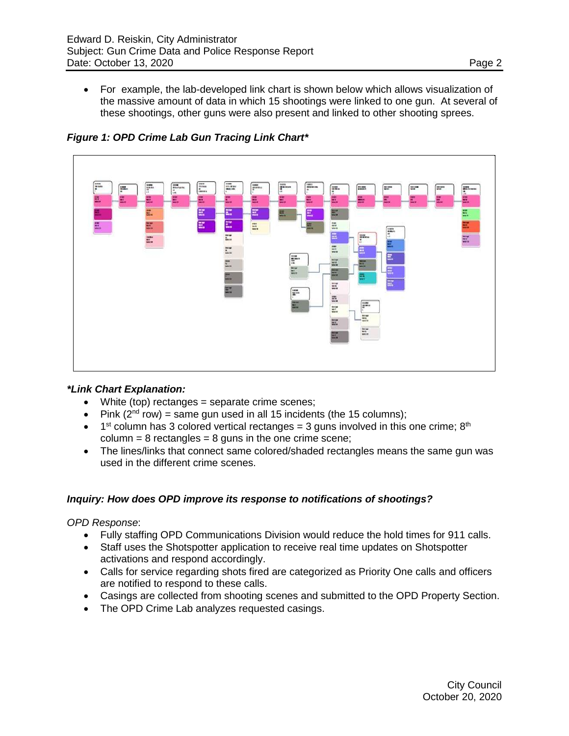- For example, the lab-developed link chart is shown below which allows visualization of the massive amount of data in which 15 shootings were linked to one gun. At several of these shootings, other guns were also present and linked to other shooting sprees.

***Figure 1: OPD Crime Lab Gun Tracing Link Chart****

***Link Chart Explanation:***

- White (top) rectangles = separate crime scenes;
- Pink (2nd row) = same gun used in all 15 incidents (the 15 columns);
- 1st column has 3 colored vertical rectangles = 3 guns involved in this one crime; 8th column = 8 rectangles = 8 guns in the one crime scene;
- The lines/links that connect same colored/shaded rectangles means the same gun was used in the different crime scenes.

***Inquiry: How does OPD improve its response to notifications of shootings?***

*OPD Response*:

- Fully staffing OPD Communications Division would reduce the hold times for 911 calls.
- Staff uses the Shotspotter application to receive real time updates on Shotspotter activations and respond accordingly.
- Calls for service regarding shots fired are categorized as Priority One calls and officers are notified to respond to these calls.
- Casings are collected from shooting scenes and submitted to the OPD Property Section.
- The OPD Crime Lab analyzes requested casings.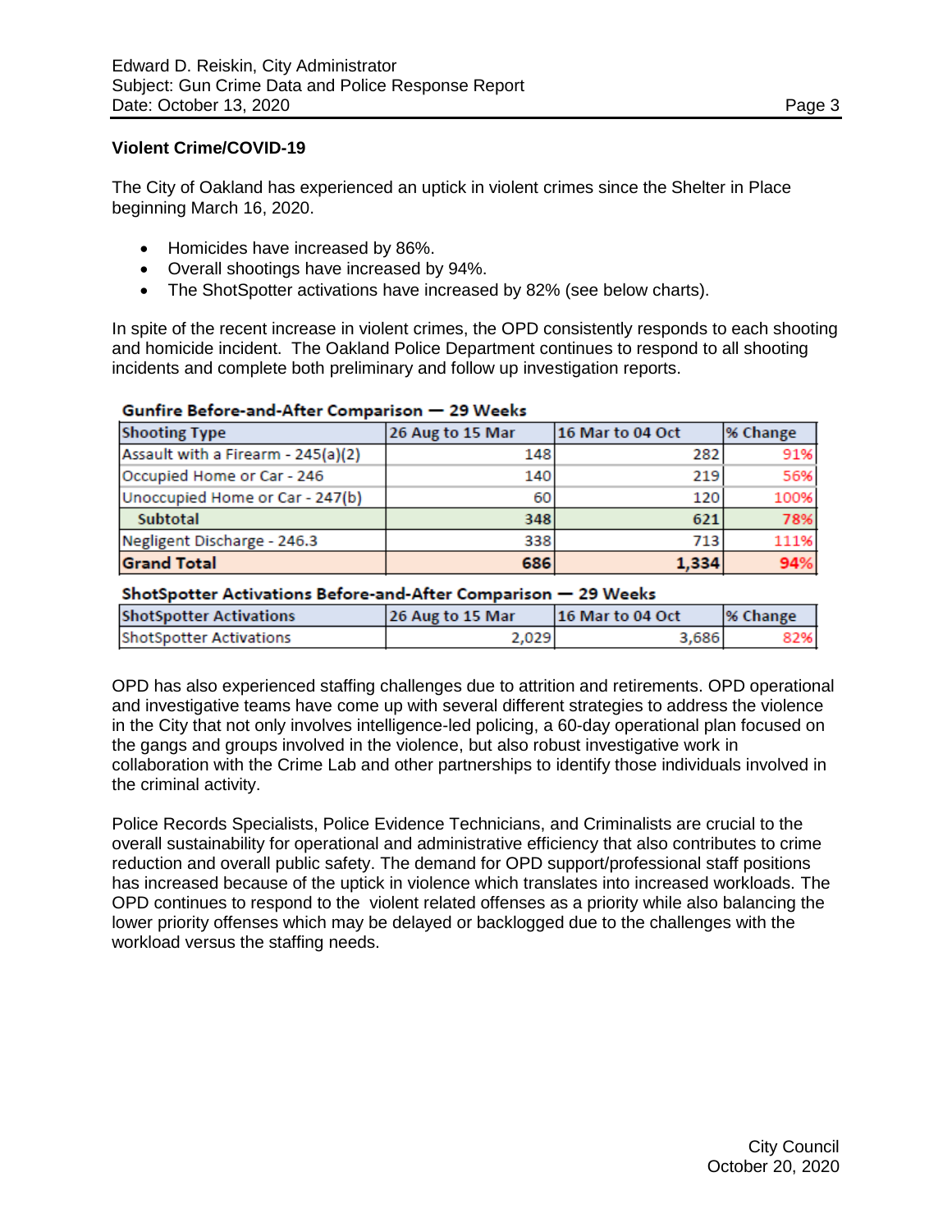**Violent Crime/COVID-19**

The City of Oakland has experienced an uptick in violent crimes since the Shelter in Place beginning March 16, 2020.

- Homicides have increased by 86%.
- Overall shootings have increased by 94%.
- The ShotSpotter activations have increased by 82% (see below charts).

In spite of the recent increase in violent crimes, the OPD consistently responds to each shooting and homicide incident. The Oakland Police Department continues to respond to all shooting incidents and complete both preliminary and follow up investigation reports.

**Gunfire Before-and-After Comparison — 29 Weeks**

| Shooting Type | 26 Aug to 15 Mar | 16 Mar to 04 Oct | % Change |
|---|---|---|---|
| Assault with a Firearm - 245(a)(2) | 148 | 282 | 91% |
| Occupied Home or Car - 246 | 140 | 219 | 56% |
| Unoccupied Home or Car - 247(b) | 60 | 120 | 100% |
| **Subtotal** | **348** | **621** | **78%** |
| Negligent Discharge - 246.3 | 338 | 713 | 111% |
| **Grand Total** | **686** | **1,334** | **94%** |

**ShotSpotter Activations Before-and-After Comparison — 29 Weeks**

| ShotSpotter Activations | 26 Aug to 15 Mar | 16 Mar to 04 Oct | % Change |
|---|---|---|---|
| ShotSpotter Activations | 2,029 | 3,686 | 82% |

OPD has also experienced staffing challenges due to attrition and retirements. OPD operational and investigative teams have come up with several different strategies to address the violence in the City that not only involves intelligence-led policing, a 60-day operational plan focused on the gangs and groups involved in the violence, but also robust investigative work in collaboration with the Crime Lab and other partnerships to identify those individuals involved in the criminal activity.

Police Records Specialists, Police Evidence Technicians, and Criminalists are crucial to the overall sustainability for operational and administrative efficiency that also contributes to crime reduction and overall public safety. The demand for OPD support/professional staff positions has increased because of the uptick in violence which translates into increased workloads. The OPD continues to respond to the violent related offenses as a priority while also balancing the lower priority offenses which may be delayed or backlogged due to the challenges with the workload versus the staffing needs.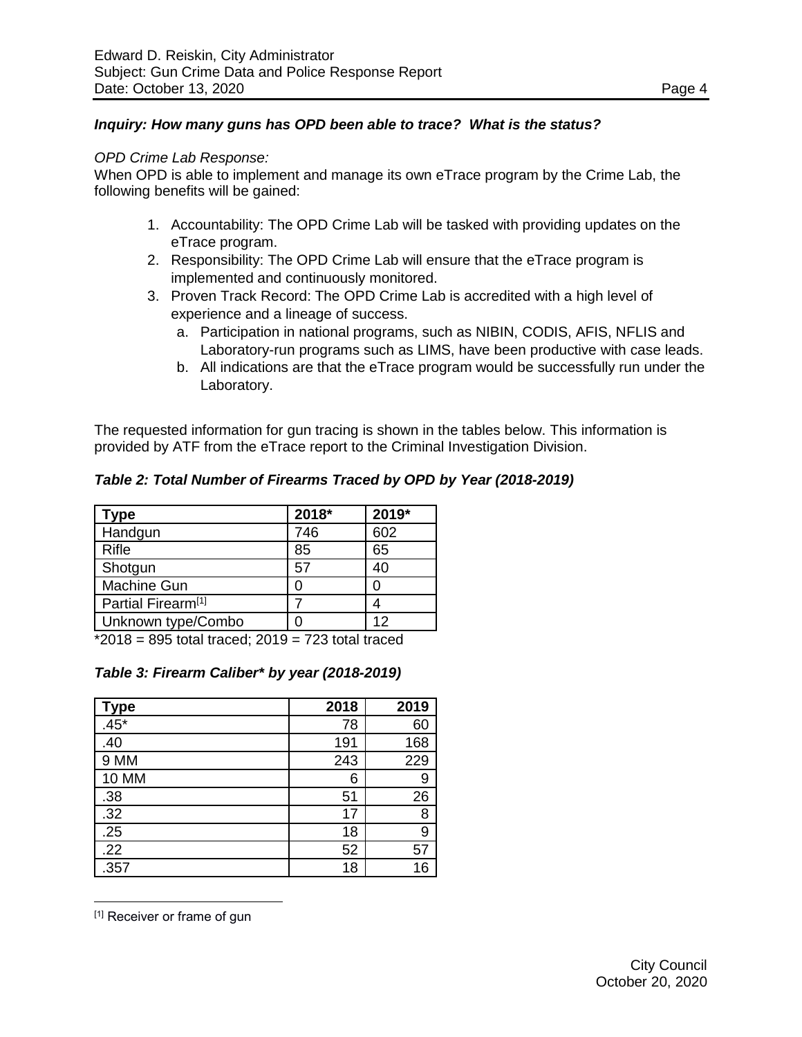***Inquiry: How many guns has OPD been able to trace? What is the status?***

*OPD Crime Lab Response:*

When OPD is able to implement and manage its own eTrace program by the Crime Lab, the following benefits will be gained:

1. Accountability: The OPD Crime Lab will be tasked with providing updates on the eTrace program.
2. Responsibility: The OPD Crime Lab will ensure that the eTrace program is implemented and continuously monitored.
3. Proven Track Record: The OPD Crime Lab is accredited with a high level of experience and a lineage of success.
   a. Participation in national programs, such as NIBIN, CODIS, AFIS, NFLIS and Laboratory-run programs such as LIMS, have been productive with case leads.
   b. All indications are that the eTrace program would be successfully run under the Laboratory.

The requested information for gun tracing is shown in the tables below. This information is provided by ATF from the eTrace report to the Criminal Investigation Division.

***Table 2: Total Number of Firearms Traced by OPD by Year (2018-2019)***

| Type | 2018* | 2019* |
|---|---|---|
| Handgun | 746 | 602 |
| Rifle | 85 | 65 |
| Shotgun | 57 | 40 |
| Machine Gun | 0 | 0 |
| Partial Firearm[1] | 7 | 4 |
| Unknown type/Combo | 0 | 12 |

*2018 = 895 total traced; 2019 = 723 total traced

***Table 3: Firearm Caliber* by year (2018-2019)***

| Type | 2018 | 2019 |
|---|---|---|
| .45* | 78 | 60 |
| .40 | 191 | 168 |
| 9 MM | 243 | 229 |
| 10 MM | 6 | 9 |
| .38 | 51 | 26 |
| .32 | 17 | 8 |
| .25 | 18 | 9 |
| .22 | 52 | 57 |
| .357 | 18 | 16 |

[1] Receiver or frame of gun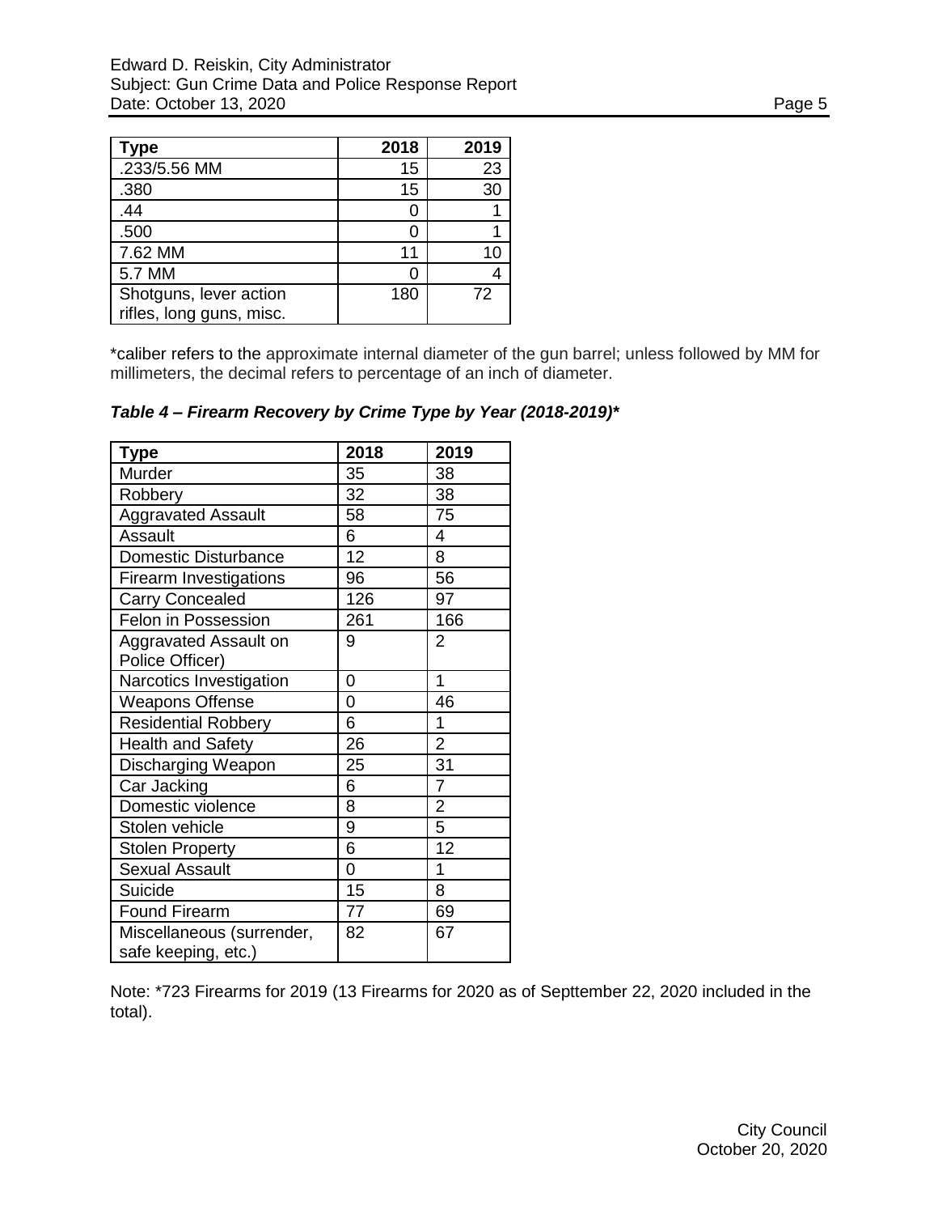| Type | 2018 | 2019 |
|---|---|---|
| .233/5.56 MM | 15 | 23 |
| .380 | 15 | 30 |
| .44 | 0 | 1 |
| .500 | 0 | 1 |
| 7.62 MM | 11 | 10 |
| 5.7 MM | 0 | 4 |
| Shotguns, lever action rifles, long guns, misc. | 180 | 72 |

*caliber refers to the approximate internal diameter of the gun barrel; unless followed by MM for millimeters, the decimal refers to percentage of an inch of diameter.

***Table 4 – Firearm Recovery by Crime Type by Year (2018-2019)****

| Type | 2018 | 2019 |
|---|---|---|
| Murder | 35 | 38 |
| Robbery | 32 | 38 |
| Aggravated Assault | 58 | 75 |
| Assault | 6 | 4 |
| Domestic Disturbance | 12 | 8 |
| Firearm Investigations | 96 | 56 |
| Carry Concealed | 126 | 97 |
| Felon in Possession | 261 | 166 |
| Aggravated Assault on Police Officer) | 9 | 2 |
| Narcotics Investigation | 0 | 1 |
| Weapons Offense | 0 | 46 |
| Residential Robbery | 6 | 1 |
| Health and Safety | 26 | 2 |
| Discharging Weapon | 25 | 31 |
| Car Jacking | 6 | 7 |
| Domestic violence | 8 | 2 |
| Stolen vehicle | 9 | 5 |
| Stolen Property | 6 | 12 |
| Sexual Assault | 0 | 1 |
| Suicide | 15 | 8 |
| Found Firearm | 77 | 69 |
| Miscellaneous (surrender, safe keeping, etc.) | 82 | 67 |

Note: *723 Firearms for 2019 (13 Firearms for 2020 as of Septtember 22, 2020 included in the total).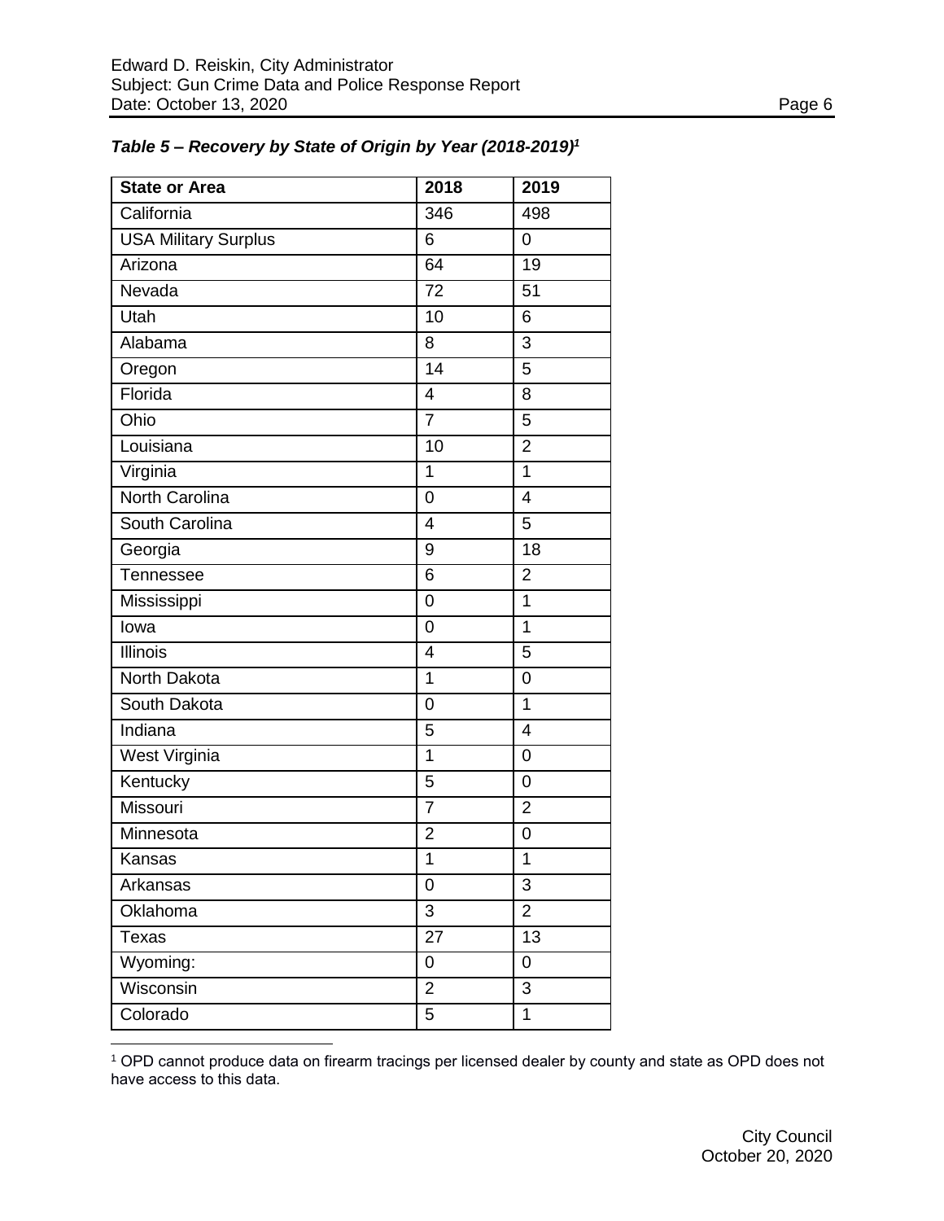***Table 5 – Recovery by State of Origin by Year (2018-2019)[1]***

| State or Area | 2018 | 2019 |
|---|---|---|
| California | 346 | 498 |
| USA Military Surplus | 6 | 0 |
| Arizona | 64 | 19 |
| Nevada | 72 | 51 |
| Utah | 10 | 6 |
| Alabama | 8 | 3 |
| Oregon | 14 | 5 |
| Florida | 4 | 8 |
| Ohio | 7 | 5 |
| Louisiana | 10 | 2 |
| Virginia | 1 | 1 |
| North Carolina | 0 | 4 |
| South Carolina | 4 | 5 |
| Georgia | 9 | 18 |
| Tennessee | 6 | 2 |
| Mississippi | 0 | 1 |
| Iowa | 0 | 1 |
| Illinois | 4 | 5 |
| North Dakota | 1 | 0 |
| South Dakota | 0 | 1 |
| Indiana | 5 | 4 |
| West Virginia | 1 | 0 |
| Kentucky | 5 | 0 |
| Missouri | 7 | 2 |
| Minnesota | 2 | 0 |
| Kansas | 1 | 1 |
| Arkansas | 0 | 3 |
| Oklahoma | 3 | 2 |
| Texas | 27 | 13 |
| Wyoming: | 0 | 0 |
| Wisconsin | 2 | 3 |
| Colorado | 5 | 1 |

[1] OPD cannot produce data on firearm tracings per licensed dealer by county and state as OPD does not have access to this data.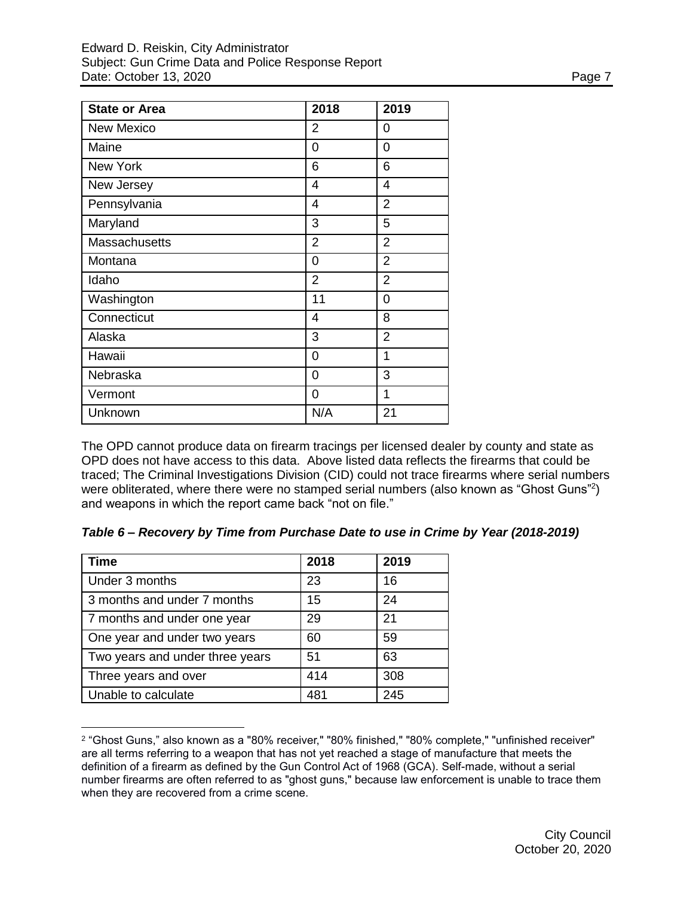| State or Area | 2018 | 2019 |
|---|---|---|
| New Mexico | 2 | 0 |
| Maine | 0 | 0 |
| New York | 6 | 6 |
| New Jersey | 4 | 4 |
| Pennsylvania | 4 | 2 |
| Maryland | 3 | 5 |
| Massachusetts | 2 | 2 |
| Montana | 0 | 2 |
| Idaho | 2 | 2 |
| Washington | 11 | 0 |
| Connecticut | 4 | 8 |
| Alaska | 3 | 2 |
| Hawaii | 0 | 1 |
| Nebraska | 0 | 3 |
| Vermont | 0 | 1 |
| Unknown | N/A | 21 |

The OPD cannot produce data on firearm tracings per licensed dealer by county and state as OPD does not have access to this data. Above listed data reflects the firearms that could be traced; The Criminal Investigations Division (CID) could not trace firearms where serial numbers were obliterated, where there were no stamped serial numbers (also known as "Ghost Guns"[2]) and weapons in which the report came back "not on file."

***Table 6 – Recovery by Time from Purchase Date to use in Crime by Year (2018-2019)***

| Time | 2018 | 2019 |
|---|---|---|
| Under 3 months | 23 | 16 |
| 3 months and under 7 months | 15 | 24 |
| 7 months and under one year | 29 | 21 |
| One year and under two years | 60 | 59 |
| Two years and under three years | 51 | 63 |
| Three years and over | 414 | 308 |
| Unable to calculate | 481 | 245 |

[2] "Ghost Guns," also known as a "80% receiver," "80% finished," "80% complete," "unfinished receiver" are all terms referring to a weapon that has not yet reached a stage of manufacture that meets the definition of a firearm as defined by the Gun Control Act of 1968 (GCA). Self-made, without a serial number firearms are often referred to as "ghost guns," because law enforcement is unable to trace them when they are recovered from a crime scene.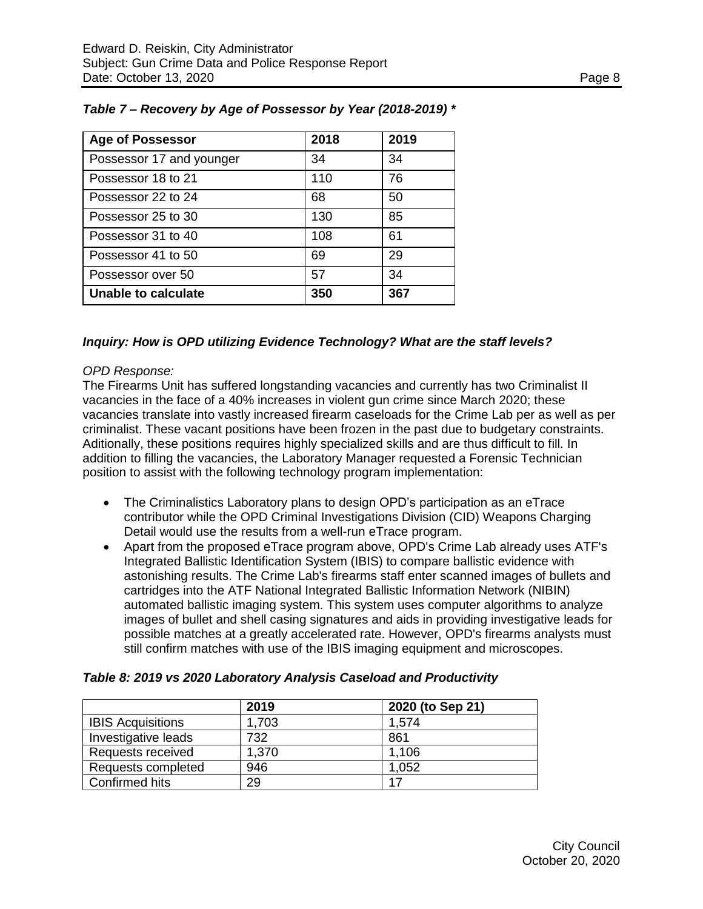*Table 7 – Recovery by Age of Possessor by Year (2018-2019) **

| Age of Possessor | 2018 | 2019 |
|---|---|---|
| Possessor 17 and younger | 34 | 34 |
| Possessor 18 to 21 | 110 | 76 |
| Possessor 22 to 24 | 68 | 50 |
| Possessor 25 to 30 | 130 | 85 |
| Possessor 31 to 40 | 108 | 61 |
| Possessor 41 to 50 | 69 | 29 |
| Possessor over 50 | 57 | 34 |
| **Unable to calculate** | **350** | **367** |

***Inquiry: How is OPD utilizing Evidence Technology? What are the staff levels?***

*OPD Response:*

The Firearms Unit has suffered longstanding vacancies and currently has two Criminalist II vacancies in the face of a 40% increases in violent gun crime since March 2020; these vacancies translate into vastly increased firearm caseloads for the Crime Lab per as well as per criminalist. These vacant positions have been frozen in the past due to budgetary constraints. Aditionally, these positions requires highly specialized skills and are thus difficult to fill. In addition to filling the vacancies, the Laboratory Manager requested a Forensic Technician position to assist with the following technology program implementation:

- The Criminalistics Laboratory plans to design OPD's participation as an eTrace contributor while the OPD Criminal Investigations Division (CID) Weapons Charging Detail would use the results from a well-run eTrace program.
- Apart from the proposed eTrace program above, OPD's Crime Lab already uses ATF's Integrated Ballistic Identification System (IBIS) to compare ballistic evidence with astonishing results. The Crime Lab's firearms staff enter scanned images of bullets and cartridges into the ATF National Integrated Ballistic Information Network (NIBIN) automated ballistic imaging system. This system uses computer algorithms to analyze images of bullet and shell casing signatures and aids in providing investigative leads for possible matches at a greatly accelerated rate. However, OPD's firearms analysts must still confirm matches with use of the IBIS imaging equipment and microscopes.

***Table 8: 2019 vs 2020 Laboratory Analysis Caseload and Productivity***

| | 2019 | 2020 (to Sep 21) |
|---|---|---|
| IBIS Acquisitions | 1,703 | 1,574 |
| Investigative leads | 732 | 861 |
| Requests received | 1,370 | 1,106 |
| Requests completed | 946 | 1,052 |
| Confirmed hits | 29 | 17 |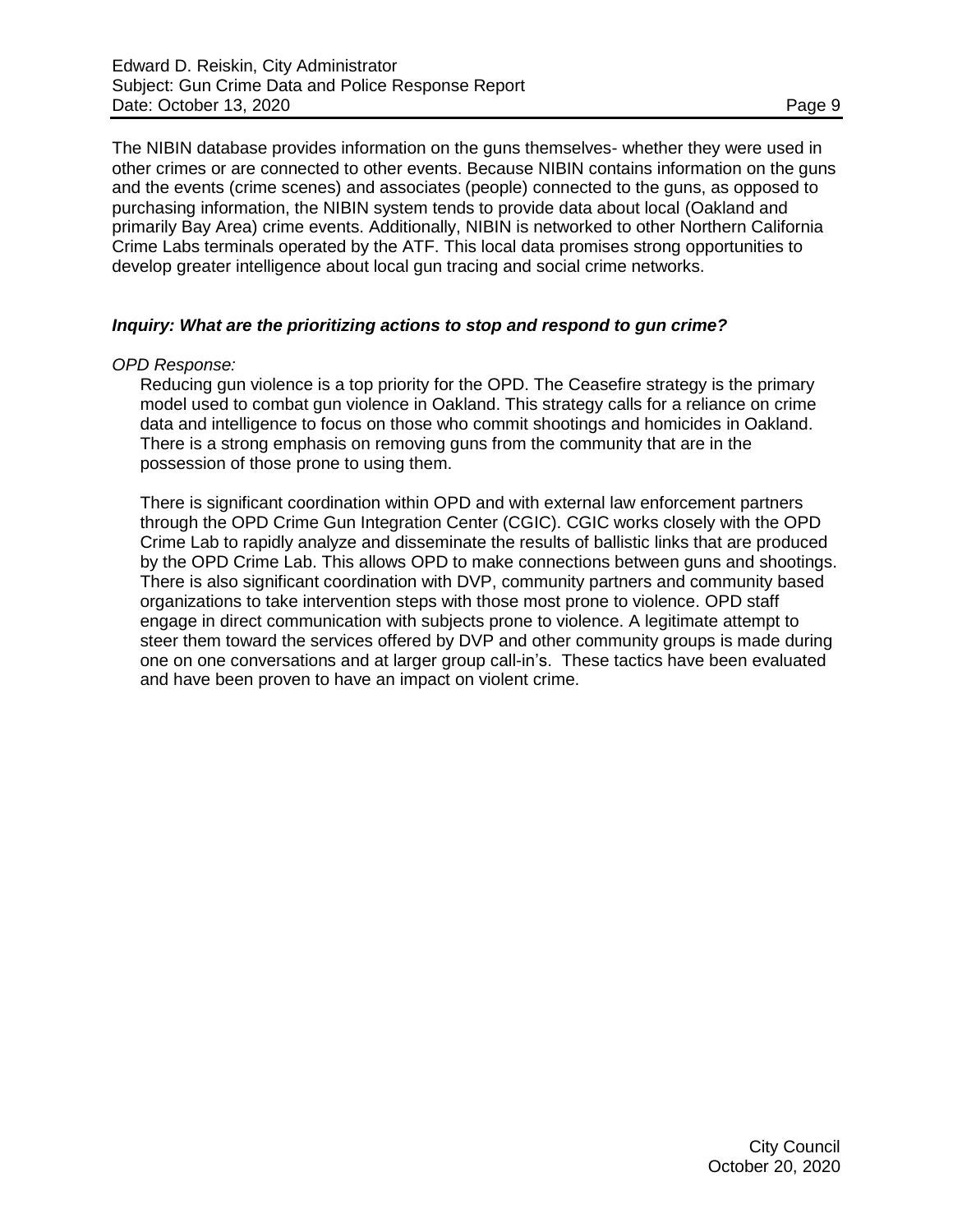The NIBIN database provides information on the guns themselves- whether they were used in other crimes or are connected to other events. Because NIBIN contains information on the guns and the events (crime scenes) and associates (people) connected to the guns, as opposed to purchasing information, the NIBIN system tends to provide data about local (Oakland and primarily Bay Area) crime events. Additionally, NIBIN is networked to other Northern California Crime Labs terminals operated by the ATF. This local data promises strong opportunities to develop greater intelligence about local gun tracing and social crime networks.

***Inquiry: What are the prioritizing actions to stop and respond to gun crime?***

*OPD Response:*

Reducing gun violence is a top priority for the OPD. The Ceasefire strategy is the primary model used to combat gun violence in Oakland. This strategy calls for a reliance on crime data and intelligence to focus on those who commit shootings and homicides in Oakland. There is a strong emphasis on removing guns from the community that are in the possession of those prone to using them.

There is significant coordination within OPD and with external law enforcement partners through the OPD Crime Gun Integration Center (CGIC). CGIC works closely with the OPD Crime Lab to rapidly analyze and disseminate the results of ballistic links that are produced by the OPD Crime Lab. This allows OPD to make connections between guns and shootings. There is also significant coordination with DVP, community partners and community based organizations to take intervention steps with those most prone to violence. OPD staff engage in direct communication with subjects prone to violence. A legitimate attempt to steer them toward the services offered by DVP and other community groups is made during one on one conversations and at larger group call-in's. These tactics have been evaluated and have been proven to have an impact on violent crime.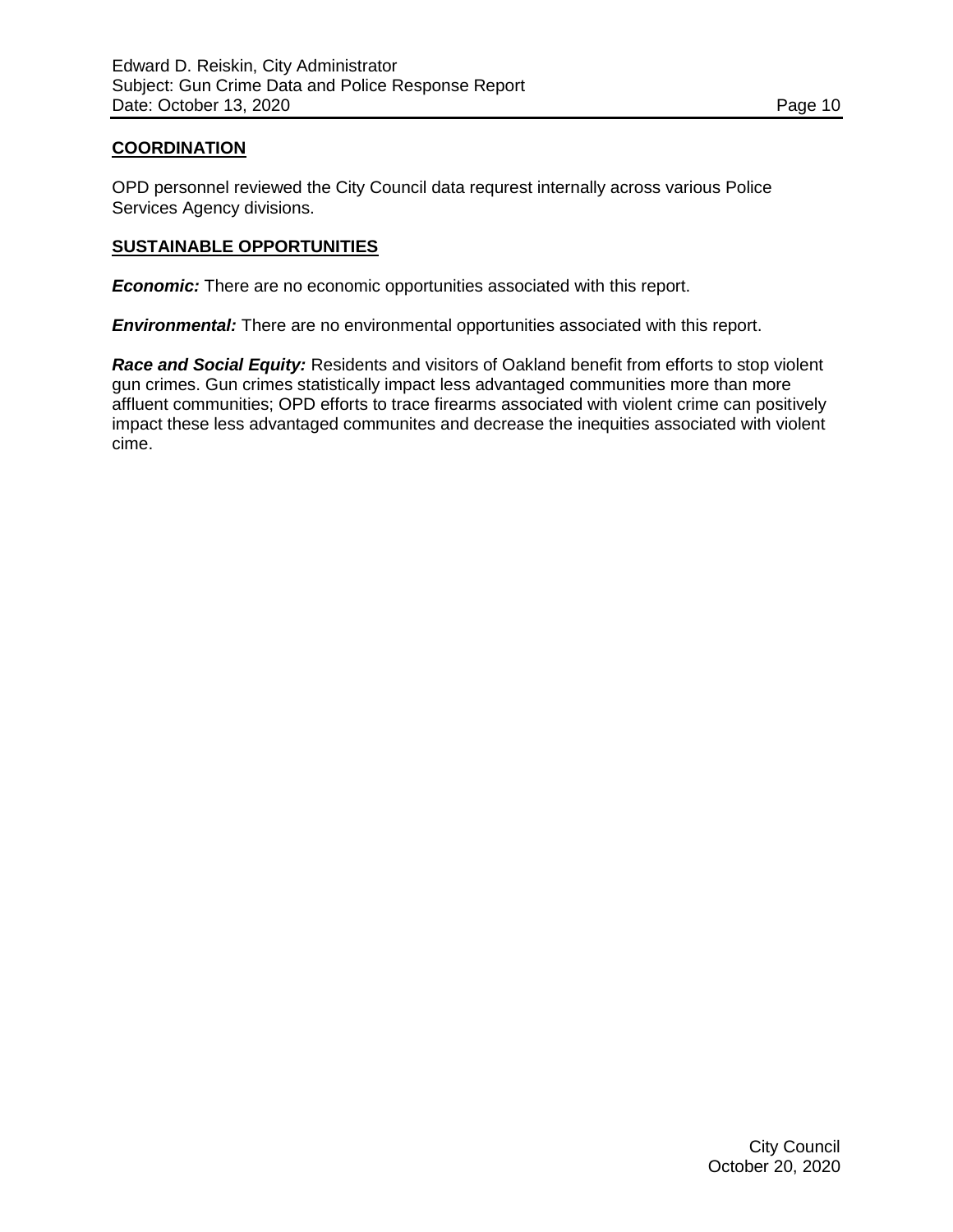## COORDINATION

OPD personnel reviewed the City Council data requrest internally across various Police Services Agency divisions.

## SUSTAINABLE OPPORTUNITIES

***Economic:*** There are no economic opportunities associated with this report.

***Environmental:*** There are no environmental opportunities associated with this report.

***Race and Social Equity:*** Residents and visitors of Oakland benefit from efforts to stop violent gun crimes. Gun crimes statistically impact less advantaged communities more than more affluent communities; OPD efforts to trace firearms associated with violent crime can positively impact these less advantaged communites and decrease the inequities associated with violent cime.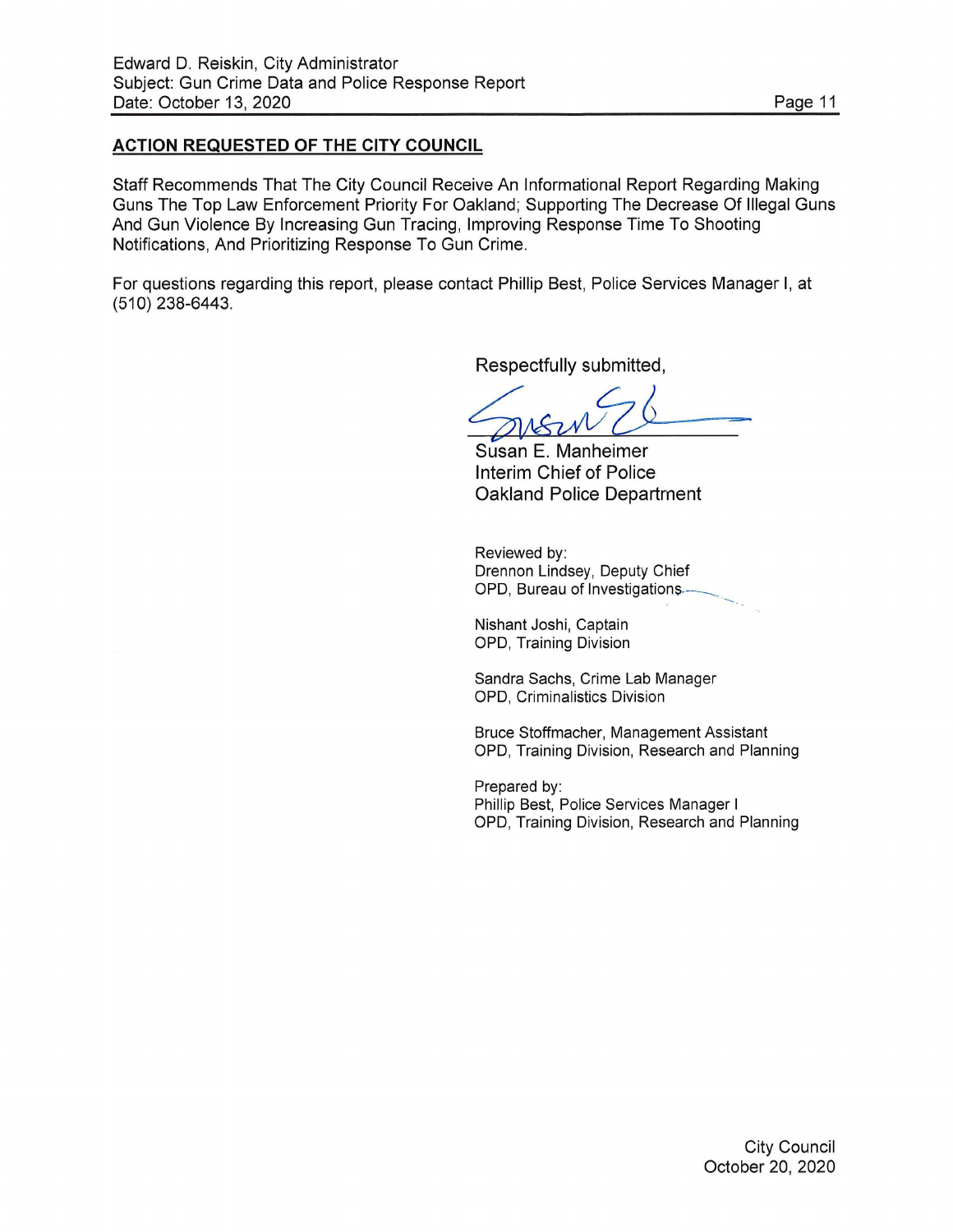## ACTION REQUESTED OF THE CITY COUNCIL

Staff Recommends That The City Council Receive An Informational Report Regarding Making Guns The Top Law Enforcement Priority For Oakland; Supporting The Decrease Of Illegal Guns And Gun Violence By Increasing Gun Tracing, Improving Response Time To Shooting Notifications, And Prioritizing Response To Gun Crime.

For questions regarding this report, please contact Phillip Best, Police Services Manager I, at (510) 238-6443.

Respectfully submitted,

Susan E. Manheimer
Interim Chief of Police
Oakland Police Department

Reviewed by:
Drennon Lindsey, Deputy Chief
OPD, Bureau of Investigations

Nishant Joshi, Captain
OPD, Training Division

Sandra Sachs, Crime Lab Manager
OPD, Criminalistics Division

Bruce Stoffmacher, Management Assistant
OPD, Training Division, Research and Planning

Prepared by:
Phillip Best, Police Services Manager I
OPD, Training Division, Research and Planning